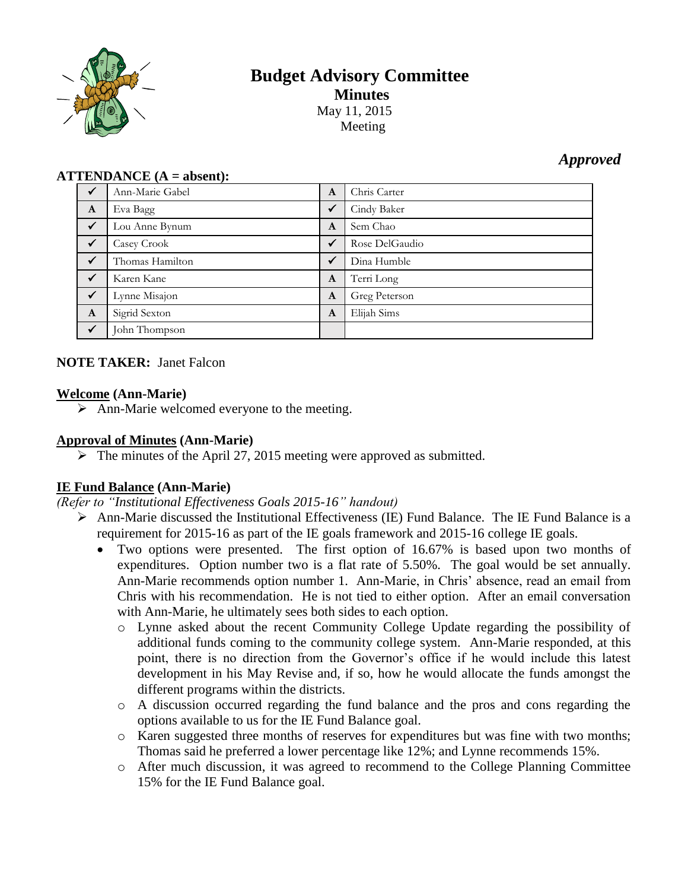# Budget Advisory Committee

## Minutes

May 11, 2015
Meeting

*Approved*

**ATTENDANCE (A = absent):**

| | | | |
|---|---|---|---|
| ✓ | Ann-Marie Gabel | A | Chris Carter |
| A | Eva Bagg | ✓ | Cindy Baker |
| ✓ | Lou Anne Bynum | A | Sem Chao |
| ✓ | Casey Crook | ✓ | Rose DelGaudio |
| ✓ | Thomas Hamilton | ✓ | Dina Humble |
| ✓ | Karen Kane | A | Terri Long |
| ✓ | Lynne Misajon | A | Greg Peterson |
| A | Sigrid Sexton | A | Elijah Sims |
| ✓ | John Thompson | | |

**NOTE TAKER:** Janet Falcon

**Welcome (Ann-Marie)**

- Ann-Marie welcomed everyone to the meeting.

**Approval of Minutes (Ann-Marie)**

- The minutes of the April 27, 2015 meeting were approved as submitted.

**IE Fund Balance (Ann-Marie)**

*(Refer to "Institutional Effectiveness Goals 2015-16" handout)*

- Ann-Marie discussed the Institutional Effectiveness (IE) Fund Balance. The IE Fund Balance is a requirement for 2015-16 as part of the IE goals framework and 2015-16 college IE goals.
  - Two options were presented. The first option of 16.67% is based upon two months of expenditures. Option number two is a flat rate of 5.50%. The goal would be set annually. Ann-Marie recommends option number 1. Ann-Marie, in Chris' absence, read an email from Chris with his recommendation. He is not tied to either option. After an email conversation with Ann-Marie, he ultimately sees both sides to each option.
    - Lynne asked about the recent Community College Update regarding the possibility of additional funds coming to the community college system. Ann-Marie responded, at this point, there is no direction from the Governor's office if he would include this latest development in his May Revise and, if so, how he would allocate the funds amongst the different programs within the districts.
    - A discussion occurred regarding the fund balance and the pros and cons regarding the options available to us for the IE Fund Balance goal.
    - Karen suggested three months of reserves for expenditures but was fine with two months; Thomas said he preferred a lower percentage like 12%; and Lynne recommends 15%.
    - After much discussion, it was agreed to recommend to the College Planning Committee 15% for the IE Fund Balance goal.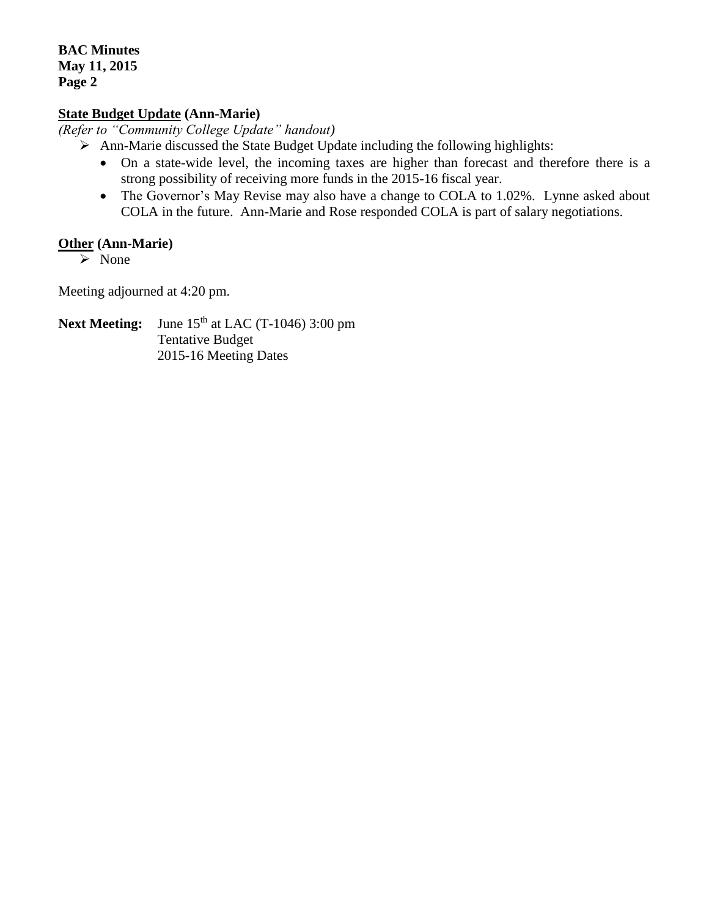**State Budget Update (Ann-Marie)**

*(Refer to "Community College Update" handout)*

- Ann-Marie discussed the State Budget Update including the following highlights:
  - On a state-wide level, the incoming taxes are higher than forecast and therefore there is a strong possibility of receiving more funds in the 2015-16 fiscal year.
  - The Governor's May Revise may also have a change to COLA to 1.02%. Lynne asked about COLA in the future. Ann-Marie and Rose responded COLA is part of salary negotiations.

**Other (Ann-Marie)**

- None

Meeting adjourned at 4:20 pm.

**Next Meeting:** June 15th at LAC (T-1046) 3:00 pm
Tentative Budget
2015-16 Meeting Dates